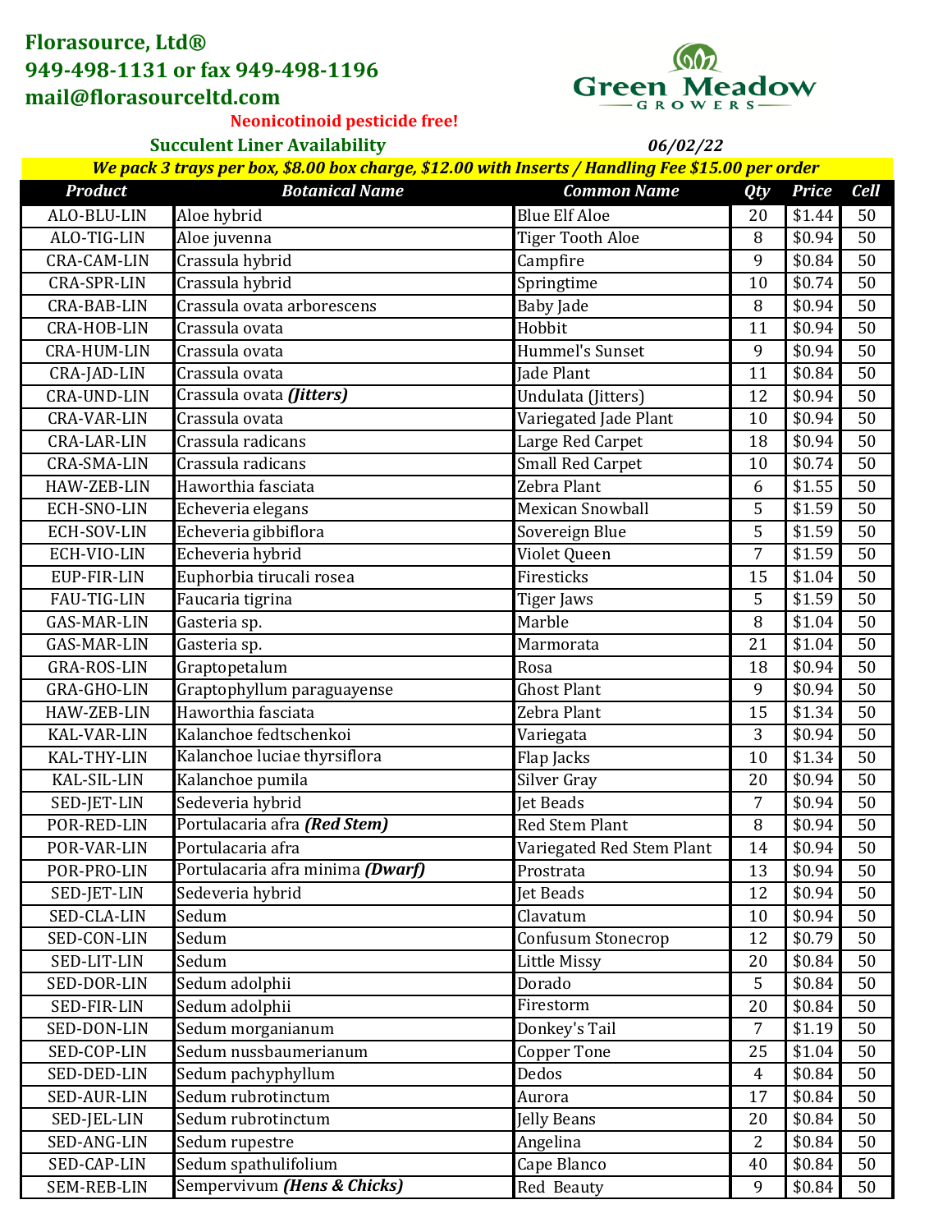**Florasource, Ltd®**
**949-498-1131 or fax 949-498-1196**
**mail@florasourceltd.com**

Green Meadow GROWERS

**Neonicotinoid pesticide free!**

**Succulent Liner Availability** — ***06/02/22***

***We pack 3 trays per box, $8.00 box charge, $12.00 with Inserts / Handling Fee $15.00 per order***

| Product | Botanical Name | Common Name | Qty | Price | Cell |
|---|---|---|---|---|---|
| ALO-BLU-LIN | Aloe hybrid | Blue Elf Aloe | 20 | $1.44 | 50 |
| ALO-TIG-LIN | Aloe juvenna | Tiger Tooth Aloe | 8 | $0.94 | 50 |
| CRA-CAM-LIN | Crassula hybrid | Campfire | 9 | $0.84 | 50 |
| CRA-SPR-LIN | Crassula hybrid | Springtime | 10 | $0.74 | 50 |
| CRA-BAB-LIN | Crassula ovata arborescens | Baby Jade | 8 | $0.94 | 50 |
| CRA-HOB-LIN | Crassula ovata | Hobbit | 11 | $0.94 | 50 |
| CRA-HUM-LIN | Crassula ovata | Hummel's Sunset | 9 | $0.94 | 50 |
| CRA-JAD-LIN | Crassula ovata | Jade Plant | 11 | $0.84 | 50 |
| CRA-UND-LIN | Crassula ovata ***(Jitters)*** | Undulata (Jitters) | 12 | $0.94 | 50 |
| CRA-VAR-LIN | Crassula ovata | Variegated Jade Plant | 10 | $0.94 | 50 |
| CRA-LAR-LIN | Crassula radicans | Large Red Carpet | 18 | $0.94 | 50 |
| CRA-SMA-LIN | Crassula radicans | Small Red Carpet | 10 | $0.74 | 50 |
| HAW-ZEB-LIN | Haworthia fasciata | Zebra Plant | 6 | $1.55 | 50 |
| ECH-SNO-LIN | Echeveria elegans | Mexican Snowball | 5 | $1.59 | 50 |
| ECH-SOV-LIN | Echeveria gibbiflora | Sovereign Blue | 5 | $1.59 | 50 |
| ECH-VIO-LIN | Echeveria hybrid | Violet Queen | 7 | $1.59 | 50 |
| EUP-FIR-LIN | Euphorbia tirucali rosea | Firesticks | 15 | $1.04 | 50 |
| FAU-TIG-LIN | Faucaria tigrina | Tiger Jaws | 5 | $1.59 | 50 |
| GAS-MAR-LIN | Gasteria sp. | Marble | 8 | $1.04 | 50 |
| GAS-MAR-LIN | Gasteria sp. | Marmorata | 21 | $1.04 | 50 |
| GRA-ROS-LIN | Graptopetalum | Rosa | 18 | $0.94 | 50 |
| GRA-GHO-LIN | Graptophyllum paraguayense | Ghost Plant | 9 | $0.94 | 50 |
| HAW-ZEB-LIN | Haworthia fasciata | Zebra Plant | 15 | $1.34 | 50 |
| KAL-VAR-LIN | Kalanchoe fedtschenkoi | Variegata | 3 | $0.94 | 50 |
| KAL-THY-LIN | Kalanchoe luciae thyrsiflora | Flap Jacks | 10 | $1.34 | 50 |
| KAL-SIL-LIN | Kalanchoe pumila | Silver Gray | 20 | $0.94 | 50 |
| SED-JET-LIN | Sedeveria hybrid | Jet Beads | 7 | $0.94 | 50 |
| POR-RED-LIN | Portulacaria afra ***(Red Stem)*** | Red Stem Plant | 8 | $0.94 | 50 |
| POR-VAR-LIN | Portulacaria afra | Variegated Red Stem Plant | 14 | $0.94 | 50 |
| POR-PRO-LIN | Portulacaria afra minima ***(Dwarf)*** | Prostrata | 13 | $0.94 | 50 |
| SED-JET-LIN | Sedeveria hybrid | Jet Beads | 12 | $0.94 | 50 |
| SED-CLA-LIN | Sedum | Clavatum | 10 | $0.94 | 50 |
| SED-CON-LIN | Sedum | Confusum Stonecrop | 12 | $0.79 | 50 |
| SED-LIT-LIN | Sedum | Little Missy | 20 | $0.84 | 50 |
| SED-DOR-LIN | Sedum adolphii | Dorado | 5 | $0.84 | 50 |
| SED-FIR-LIN | Sedum adolphii | Firestorm | 20 | $0.84 | 50 |
| SED-DON-LIN | Sedum morganianum | Donkey's Tail | 7 | $1.19 | 50 |
| SED-COP-LIN | Sedum nussbaumerianum | Copper Tone | 25 | $1.04 | 50 |
| SED-DED-LIN | Sedum pachyphyllum | Dedos | 4 | $0.84 | 50 |
| SED-AUR-LIN | Sedum rubrotinctum | Aurora | 17 | $0.84 | 50 |
| SED-JEL-LIN | Sedum rubrotinctum | Jelly Beans | 20 | $0.84 | 50 |
| SED-ANG-LIN | Sedum rupestre | Angelina | 2 | $0.84 | 50 |
| SED-CAP-LIN | Sedum spathulifolium | Cape Blanco | 40 | $0.84 | 50 |
| SEM-REB-LIN | Sempervivum ***(Hens & Chicks)*** | Red Beauty | 9 | $0.84 | 50 |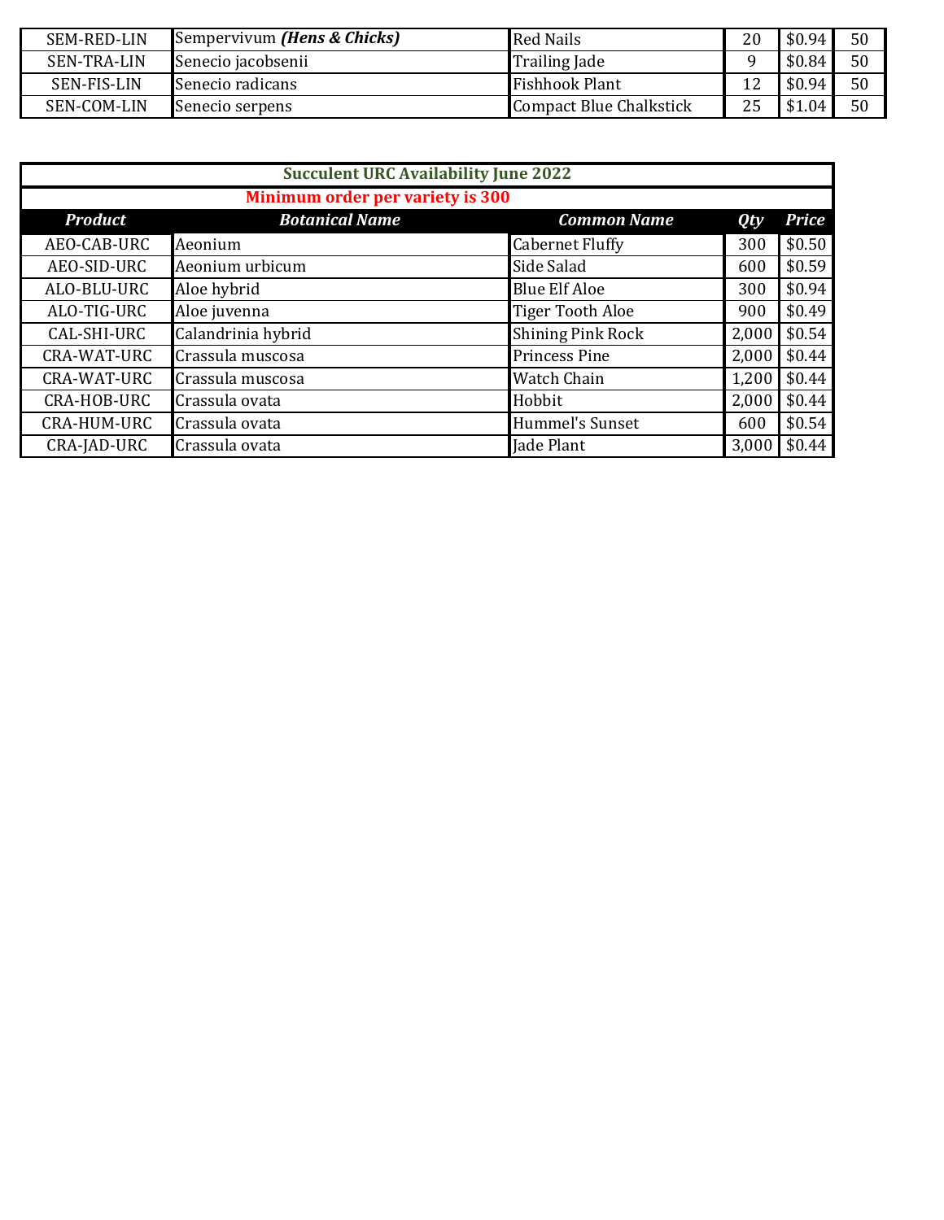| | | | | | |
|---|---|---|---|---|---|
| SEM-RED-LIN | Sempervivum ***(Hens & Chicks)*** | Red Nails | 20 | $0.94 | 50 |
| SEN-TRA-LIN | Senecio jacobsenii | Trailing Jade | 9 | $0.84 | 50 |
| SEN-FIS-LIN | Senecio radicans | Fishhook Plant | 12 | $0.94 | 50 |
| SEN-COM-LIN | Senecio serpens | Compact Blue Chalkstick | 25 | $1.04 | 50 |

**Succulent URC Availability June 2022**

**Minimum order per variety is 300**

| ***Product*** | ***Botanical Name*** | ***Common Name*** | ***Qty*** | ***Price*** |
|---|---|---|---|---|
| AEO-CAB-URC | Aeonium | Cabernet Fluffy | 300 | $0.50 |
| AEO-SID-URC | Aeonium urbicum | Side Salad | 600 | $0.59 |
| ALO-BLU-URC | Aloe hybrid | Blue Elf Aloe | 300 | $0.94 |
| ALO-TIG-URC | Aloe juvenna | Tiger Tooth Aloe | 900 | $0.49 |
| CAL-SHI-URC | Calandrinia hybrid | Shining Pink Rock | 2,000 | $0.54 |
| CRA-WAT-URC | Crassula muscosa | Princess Pine | 2,000 | $0.44 |
| CRA-WAT-URC | Crassula muscosa | Watch Chain | 1,200 | $0.44 |
| CRA-HOB-URC | Crassula ovata | Hobbit | 2,000 | $0.44 |
| CRA-HUM-URC | Crassula ovata | Hummel's Sunset | 600 | $0.54 |
| CRA-JAD-URC | Crassula ovata | Jade Plant | 3,000 | $0.44 |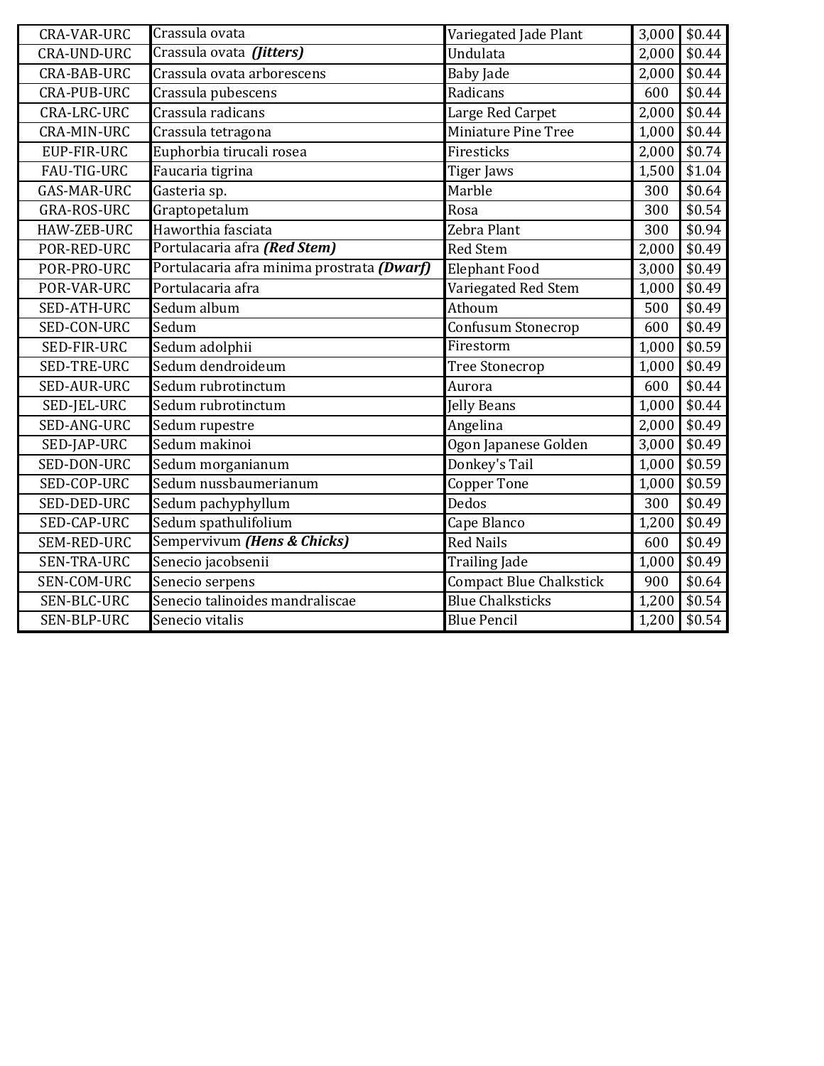| | | | | |
|---|---|---|---|---|
| CRA-VAR-URC | Crassula ovata | Variegated Jade Plant | 3,000 | $0.44 |
| CRA-UND-URC | Crassula ovata ***(Jitters)*** | Undulata | 2,000 | $0.44 |
| CRA-BAB-URC | Crassula ovata arborescens | Baby Jade | 2,000 | $0.44 |
| CRA-PUB-URC | Crassula pubescens | Radicans | 600 | $0.44 |
| CRA-LRC-URC | Crassula radicans | Large Red Carpet | 2,000 | $0.44 |
| CRA-MIN-URC | Crassula tetragona | Miniature Pine Tree | 1,000 | $0.44 |
| EUP-FIR-URC | Euphorbia tirucali rosea | Firesticks | 2,000 | $0.74 |
| FAU-TIG-URC | Faucaria tigrina | Tiger Jaws | 1,500 | $1.04 |
| GAS-MAR-URC | Gasteria sp. | Marble | 300 | $0.64 |
| GRA-ROS-URC | Graptopetalum | Rosa | 300 | $0.54 |
| HAW-ZEB-URC | Haworthia fasciata | Zebra Plant | 300 | $0.94 |
| POR-RED-URC | Portulacaria afra ***(Red Stem)*** | Red Stem | 2,000 | $0.49 |
| POR-PRO-URC | Portulacaria afra minima prostrata ***(Dwarf)*** | Elephant Food | 3,000 | $0.49 |
| POR-VAR-URC | Portulacaria afra | Variegated Red Stem | 1,000 | $0.49 |
| SED-ATH-URC | Sedum album | Athoum | 500 | $0.49 |
| SED-CON-URC | Sedum | Confusum Stonecrop | 600 | $0.49 |
| SED-FIR-URC | Sedum adolphii | Firestorm | 1,000 | $0.59 |
| SED-TRE-URC | Sedum dendroideum | Tree Stonecrop | 1,000 | $0.49 |
| SED-AUR-URC | Sedum rubrotinctum | Aurora | 600 | $0.44 |
| SED-JEL-URC | Sedum rubrotinctum | Jelly Beans | 1,000 | $0.44 |
| SED-ANG-URC | Sedum rupestre | Angelina | 2,000 | $0.49 |
| SED-JAP-URC | Sedum makinoi | Ogon Japanese Golden | 3,000 | $0.49 |
| SED-DON-URC | Sedum morganianum | Donkey's Tail | 1,000 | $0.59 |
| SED-COP-URC | Sedum nussbaumerianum | Copper Tone | 1,000 | $0.59 |
| SED-DED-URC | Sedum pachyphyllum | Dedos | 300 | $0.49 |
| SED-CAP-URC | Sedum spathulifolium | Cape Blanco | 1,200 | $0.49 |
| SEM-RED-URC | Sempervivum ***(Hens & Chicks)*** | Red Nails | 600 | $0.49 |
| SEN-TRA-URC | Senecio jacobsenii | Trailing Jade | 1,000 | $0.49 |
| SEN-COM-URC | Senecio serpens | Compact Blue Chalkstick | 900 | $0.64 |
| SEN-BLC-URC | Senecio talinoides mandraliscae | Blue Chalksticks | 1,200 | $0.54 |
| SEN-BLP-URC | Senecio vitalis | Blue Pencil | 1,200 | $0.54 |